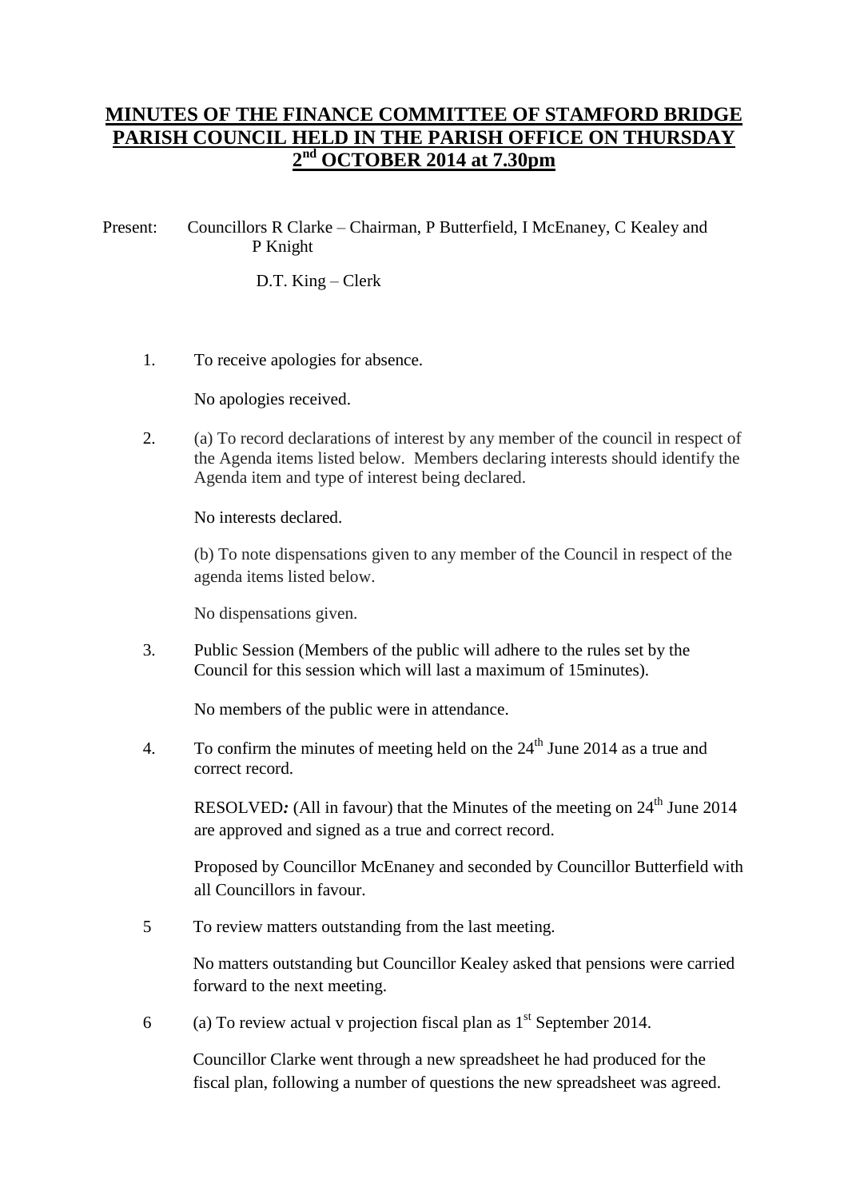# MINUTES OF THE FINANCE COMMITTEE OF STAMFORD BRIDGE PARISH COUNCIL HELD IN THE PARISH OFFICE ON THURSDAY 2nd OCTOBER 2014 at 7.30pm

Present: Councillors R Clarke – Chairman, P Butterfield, I McEnaney, C Kealey and P Knight

D.T. King – Clerk

1. To receive apologies for absence.

   No apologies received.

2. (a) To record declarations of interest by any member of the council in respect of the Agenda items listed below. Members declaring interests should identify the Agenda item and type of interest being declared.

   No interests declared.

   (b) To note dispensations given to any member of the Council in respect of the agenda items listed below.

   No dispensations given.

3. Public Session (Members of the public will adhere to the rules set by the Council for this session which will last a maximum of 15minutes).

   No members of the public were in attendance.

4. To confirm the minutes of meeting held on the 24th June 2014 as a true and correct record.

   RESOLVED*:* (All in favour) that the Minutes of the meeting on 24th June 2014 are approved and signed as a true and correct record.

   Proposed by Councillor McEnaney and seconded by Councillor Butterfield with all Councillors in favour.

5. To review matters outstanding from the last meeting.

   No matters outstanding but Councillor Kealey asked that pensions were carried forward to the next meeting.

6. (a) To review actual v projection fiscal plan as 1st September 2014.

   Councillor Clarke went through a new spreadsheet he had produced for the fiscal plan, following a number of questions the new spreadsheet was agreed.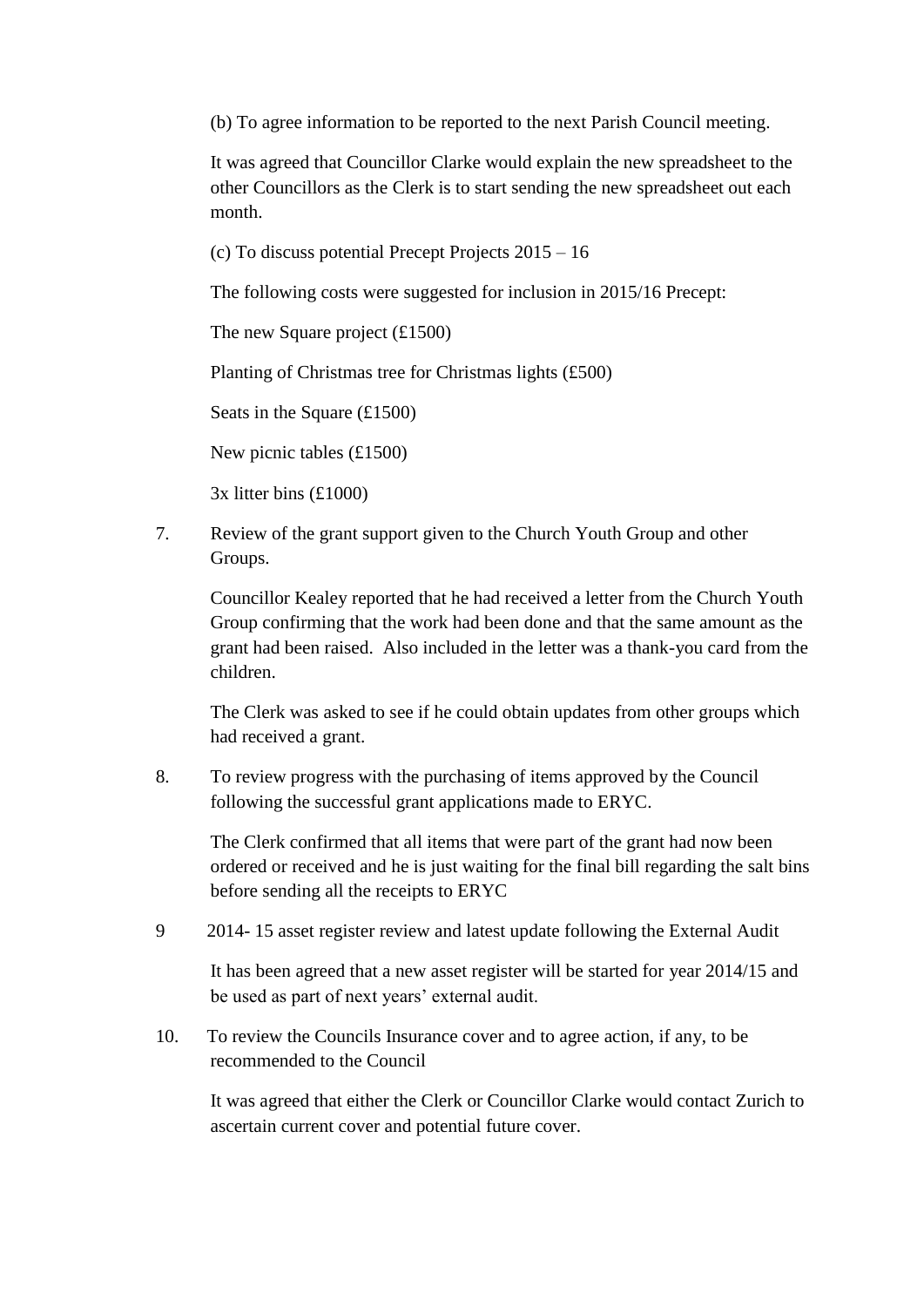(b) To agree information to be reported to the next Parish Council meeting.

It was agreed that Councillor Clarke would explain the new spreadsheet to the other Councillors as the Clerk is to start sending the new spreadsheet out each month.

(c) To discuss potential Precept Projects 2015 – 16

The following costs were suggested for inclusion in 2015/16 Precept:

The new Square project (£1500)

Planting of Christmas tree for Christmas lights (£500)

Seats in the Square (£1500)

New picnic tables (£1500)

3x litter bins (£1000)

7. Review of the grant support given to the Church Youth Group and other Groups.

   Councillor Kealey reported that he had received a letter from the Church Youth Group confirming that the work had been done and that the same amount as the grant had been raised. Also included in the letter was a thank-you card from the children.

   The Clerk was asked to see if he could obtain updates from other groups which had received a grant.

8. To review progress with the purchasing of items approved by the Council following the successful grant applications made to ERYC.

   The Clerk confirmed that all items that were part of the grant had now been ordered or received and he is just waiting for the final bill regarding the salt bins before sending all the receipts to ERYC

9 2014- 15 asset register review and latest update following the External Audit

   It has been agreed that a new asset register will be started for year 2014/15 and be used as part of next years' external audit.

10. To review the Councils Insurance cover and to agree action, if any, to be recommended to the Council

   It was agreed that either the Clerk or Councillor Clarke would contact Zurich to ascertain current cover and potential future cover.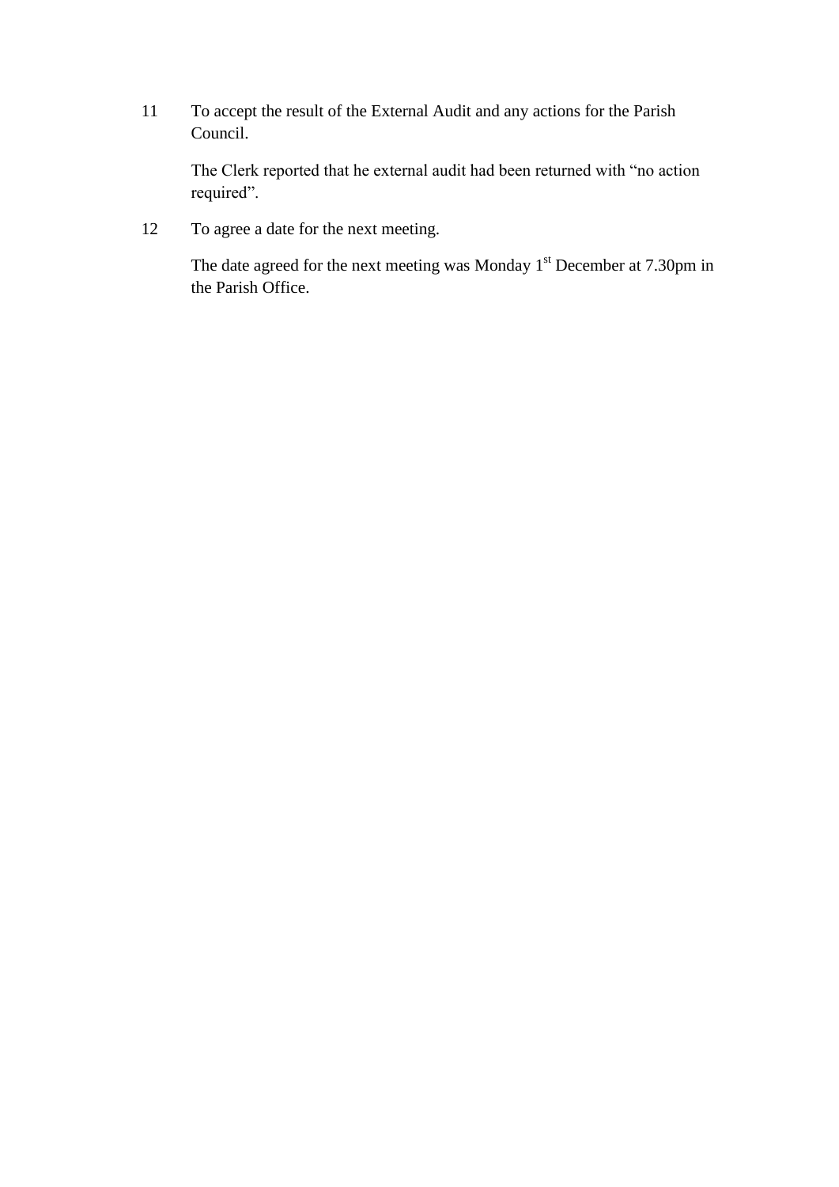11 To accept the result of the External Audit and any actions for the Parish Council.

The Clerk reported that he external audit had been returned with "no action required".

12 To agree a date for the next meeting.

The date agreed for the next meeting was Monday 1st December at 7.30pm in the Parish Office.